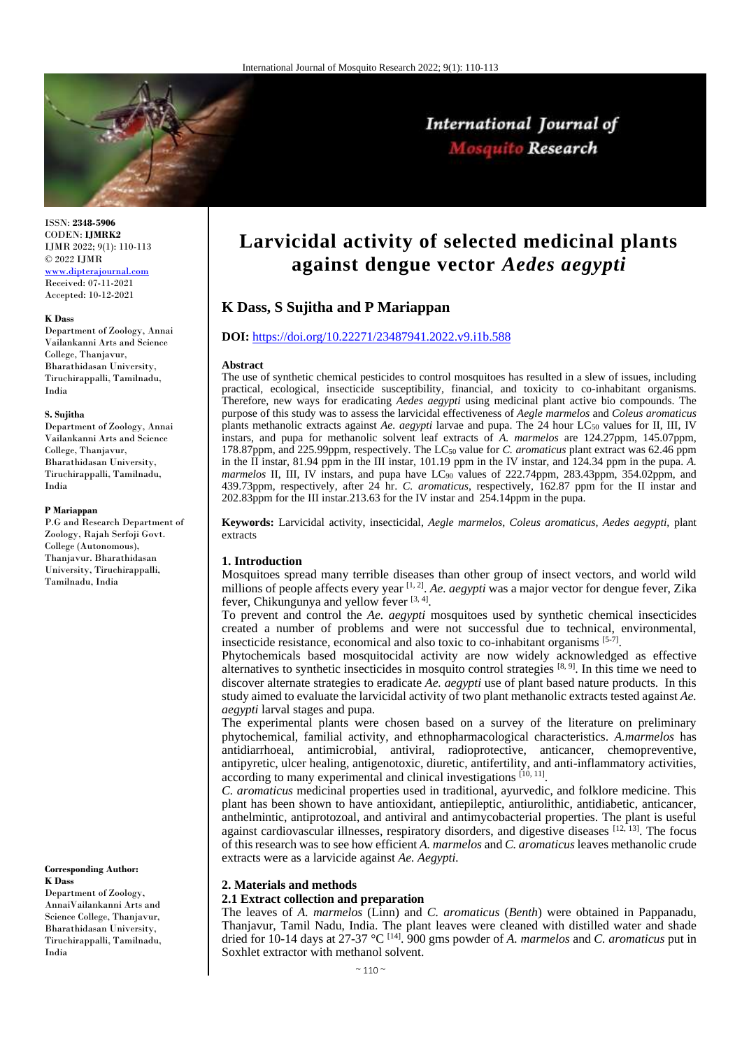ISSN: **2348-5906**
CODEN: **IJMRK2**
IJMR 2022; 9(1): 110-113
© 2022 IJMR
www.dipterajournal.com
Received: 07-11-2021
Accepted: 10-12-2021

**K Dass**
Department of Zoology, Annai Vailankanni Arts and Science College, Thanjavur, Bharathidasan University, Tiruchirappalli, Tamilnadu, India

**S. Sujitha**
Department of Zoology, Annai Vailankanni Arts and Science College, Thanjavur, Bharathidasan University, Tiruchirappalli, Tamilnadu, India

**P Mariappan**
P.G and Research Department of Zoology, Rajah Serfoji Govt. College (Autonomous), Thanjavur. Bharathidasan University, Tiruchirappalli, Tamilnadu, India

**Corresponding Author:**
**K Dass**
Department of Zoology, AnnaiVailankanni Arts and Science College, Thanjavur, Bharathidasan University, Tiruchirappalli, Tamilnadu, India

# Larvicidal activity of selected medicinal plants against dengue vector *Aedes aegypti*

**K Dass, S Sujitha and P Mariappan**

**DOI:** https://doi.org/10.22271/23487941.2022.v9.i1b.588

**Abstract**

The use of synthetic chemical pesticides to control mosquitoes has resulted in a slew of issues, including practical, ecological, insecticide susceptibility, financial, and toxicity to co-inhabitant organisms. Therefore, new ways for eradicating *Aedes aegypti* using medicinal plant active bio compounds. The purpose of this study was to assess the larvicidal effectiveness of *Aegle marmelos* and *Coleus aromaticus* plants methanolic extracts against *Ae. aegypti* larvae and pupa. The 24 hour $LC_{50}$ values for II, III, IV instars, and pupa for methanolic solvent leaf extracts of *A. marmelos* are 124.27ppm, 145.07ppm, 178.87ppm, and 225.99ppm, respectively. The $LC_{50}$ value for *C. aromaticus* plant extract was 62.46 ppm in the II instar, 81.94 ppm in the III instar, 101.19 ppm in the IV instar, and 124.34 ppm in the pupa. *A. marmelos* II, III, IV instars, and pupa have $LC_{90}$ values of 222.74ppm, 283.43ppm, 354.02ppm, and 439.73ppm, respectively, after 24 hr. *C. aromaticus*, respectively, 162.87 ppm for the II instar and 202.83ppm for the III instar.213.63 for the IV instar and 254.14ppm in the pupa.

**Keywords:** Larvicidal activity, insecticidal, *Aegle marmelos*, *Coleus aromaticus*, *Aedes aegypti*, plant extracts

## 1. Introduction

Mosquitoes spread many terrible diseases than other group of insect vectors, and world wild millions of people affects every year [1, 2]. *Ae. aegypti* was a major vector for dengue fever, Zika fever, Chikungunya and yellow fever [3, 4].

To prevent and control the *Ae. aegypti* mosquitoes used by synthetic chemical insecticides created a number of problems and were not successful due to technical, environmental, insecticide resistance, economical and also toxic to co-inhabitant organisms [5-7].

Phytochemicals based mosquitocidal activity are now widely acknowledged as effective alternatives to synthetic insecticides in mosquito control strategies [8, 9]. In this time we need to discover alternate strategies to eradicate *Ae. aegypti* use of plant based nature products. In this study aimed to evaluate the larvicidal activity of two plant methanolic extracts tested against *Ae. aegypti* larval stages and pupa.

The experimental plants were chosen based on a survey of the literature on preliminary phytochemical, familial activity, and ethnopharmacological characteristics. *A.marmelos* has antidiarrhoeal, antimicrobial, antiviral, radioprotective, anticancer, chemopreventive, antipyretic, ulcer healing, antigenotoxic, diuretic, antifertility, and anti-inflammatory activities, according to many experimental and clinical investigations [10, 11].

*C. aromaticus* medicinal properties used in traditional, ayurvedic, and folklore medicine. This plant has been shown to have antioxidant, antiepileptic, antiurolithic, antidiabetic, anticancer, anthelmintic, antiprotozoal, and antiviral and antimycobacterial properties. The plant is useful against cardiovascular illnesses, respiratory disorders, and digestive diseases [12, 13]. The focus of this research was to see how efficient *A. marmelos* and *C. aromaticus* leaves methanolic crude extracts were as a larvicide against *Ae. Aegypti*.

## 2. Materials and methods

### 2.1 Extract collection and preparation

The leaves of *A. marmelos* (Linn) and *C. aromaticus* (*Benth*) were obtained in Pappanadu, Thanjavur, Tamil Nadu, India. The plant leaves were cleaned with distilled water and shade dried for 10-14 days at 27-37 °C [14]. 900 gms powder of *A. marmelos* and *C. aromaticus* put in Soxhlet extractor with methanol solvent.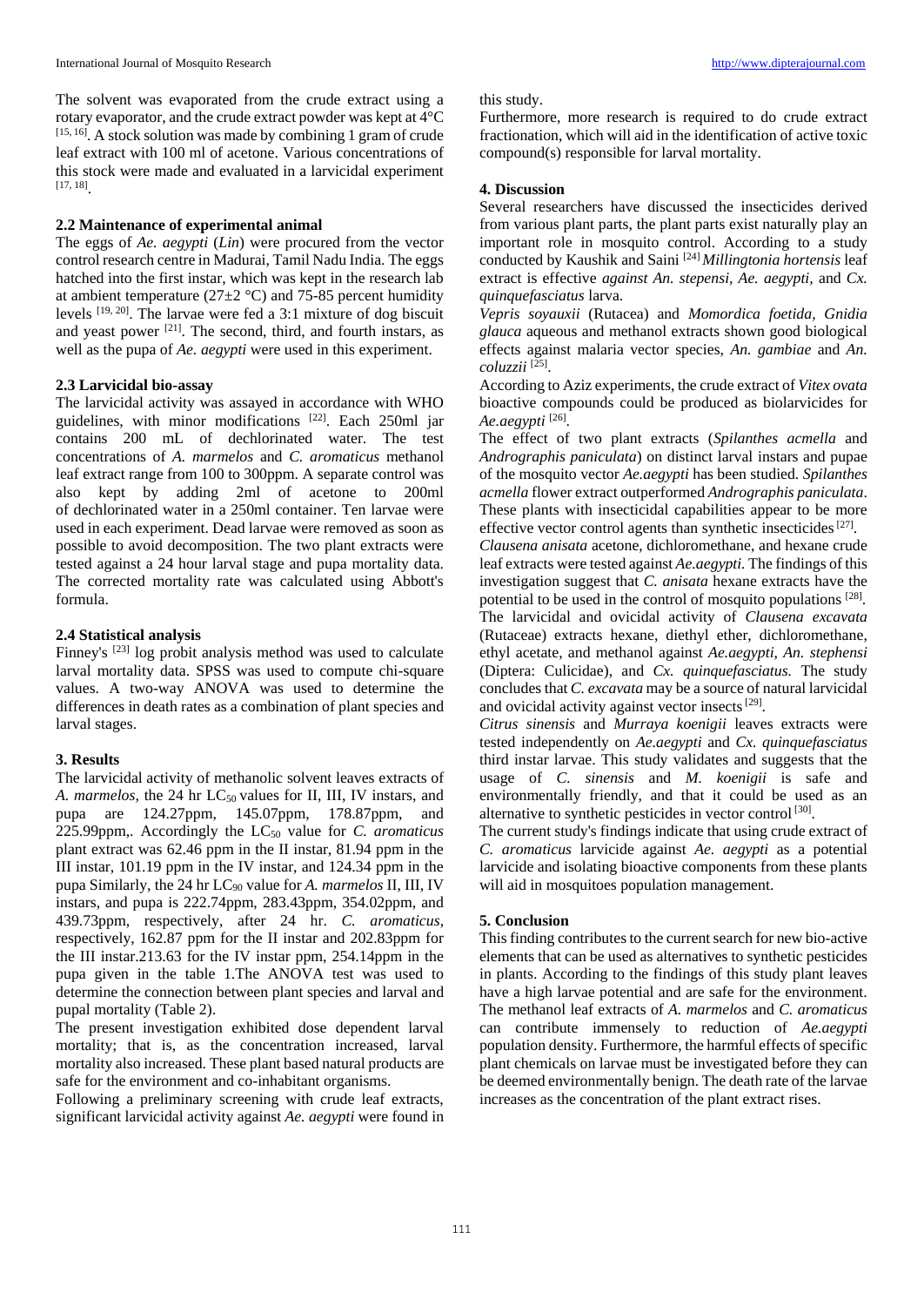The solvent was evaporated from the crude extract using a rotary evaporator, and the crude extract powder was kept at 4°C [15, 16]. A stock solution was made by combining 1 gram of crude leaf extract with 100 ml of acetone. Various concentrations of this stock were made and evaluated in a larvicidal experiment [17, 18].

### 2.2 Maintenance of experimental animal

The eggs of *Ae. aegypti* (*Lin*) were procured from the vector control research centre in Madurai, Tamil Nadu India. The eggs hatched into the first instar, which was kept in the research lab at ambient temperature (27±2 °C) and 75-85 percent humidity levels [19, 20]. The larvae were fed a 3:1 mixture of dog biscuit and yeast power [21]. The second, third, and fourth instars, as well as the pupa of *Ae. aegypti* were used in this experiment.

### 2.3 Larvicidal bio-assay

The larvicidal activity was assayed in accordance with WHO guidelines, with minor modifications [22]. Each 250ml jar contains 200 mL of dechlorinated water. The test concentrations of *A. marmelos* and *C. aromaticus* methanol leaf extract range from 100 to 300ppm. A separate control was also kept by adding 2ml of acetone to 200ml of dechlorinated water in a 250ml container. Ten larvae were used in each experiment. Dead larvae were removed as soon as possible to avoid decomposition. The two plant extracts were tested against a 24 hour larval stage and pupa mortality data. The corrected mortality rate was calculated using Abbott's formula.

### 2.4 Statistical analysis

Finney's [23] log probit analysis method was used to calculate larval mortality data. SPSS was used to compute chi-square values. A two-way ANOVA was used to determine the differences in death rates as a combination of plant species and larval stages.

## 3. Results

The larvicidal activity of methanolic solvent leaves extracts of *A. marmelos,* the 24 hr $LC_{50}$ values for II, III, IV instars, and pupa are 124.27ppm, 145.07ppm, 178.87ppm, and 225.99ppm,. Accordingly the $LC_{50}$ value for *C. aromaticus* plant extract was 62.46 ppm in the II instar, 81.94 ppm in the III instar, 101.19 ppm in the IV instar, and 124.34 ppm in the pupa Similarly, the 24 hr $LC_{90}$ value for *A. marmelos* II, III, IV instars, and pupa is 222.74ppm, 283.43ppm, 354.02ppm, and 439.73ppm, respectively, after 24 hr. *C. aromaticus*, respectively, 162.87 ppm for the II instar and 202.83ppm for the III instar.213.63 for the IV instar ppm, 254.14ppm in the pupa given in the table 1.The ANOVA test was used to determine the connection between plant species and larval and pupal mortality (Table 2).

The present investigation exhibited dose dependent larval mortality; that is, as the concentration increased, larval mortality also increased. These plant based natural products are safe for the environment and co-inhabitant organisms.

Following a preliminary screening with crude leaf extracts, significant larvicidal activity against *Ae. aegypti* were found in this study.

Furthermore, more research is required to do crude extract fractionation, which will aid in the identification of active toxic compound(s) responsible for larval mortality.

## 4. Discussion

Several researchers have discussed the insecticides derived from various plant parts, the plant parts exist naturally play an important role in mosquito control. According to a study conducted by Kaushik and Saini [24] *Millingtonia hortensis* leaf extract is effective *against An. stepensi, Ae. aegypti*, and *Cx. quinquefasciatus* larva.

*Vepris soyauxii* (Rutacea) and *Momordica foetida, Gnidia glauca* aqueous and methanol extracts shown good biological effects against malaria vector species, *An. gambiae* and *An. coluzzii* [25].

According to Aziz experiments, the crude extract of *Vitex ovata* bioactive compounds could be produced as biolarvicides for *Ae.aegypti* [26].

The effect of two plant extracts (*Spilanthes acmella* and *Andrographis paniculata*) on distinct larval instars and pupae of the mosquito vector *Ae.aegypti* has been studied. *Spilanthes acmella* flower extract outperformed *Andrographis paniculata*. These plants with insecticidal capabilities appear to be more effective vector control agents than synthetic insecticides [27].

*Clausena anisata* acetone, dichloromethane, and hexane crude leaf extracts were tested against *Ae.aegypti.* The findings of this investigation suggest that *C. anisata* hexane extracts have the potential to be used in the control of mosquito populations [28].

The larvicidal and ovicidal activity of *Clausena excavata* (Rutaceae) extracts hexane, diethyl ether, dichloromethane, ethyl acetate, and methanol against *Ae.aegypti, An. stephensi* (Diptera: Culicidae), and *Cx. quinquefasciatus.* The study concludes that *C. excavata* may be a source of natural larvicidal and ovicidal activity against vector insects [29].

*Citrus sinensis* and *Murraya koenigii* leaves extracts were tested independently on *Ae.aegypti* and *Cx. quinquefasciatus* third instar larvae. This study validates and suggests that the usage of *C. sinensis* and *M. koenigii* is safe and environmentally friendly, and that it could be used as an alternative to synthetic pesticides in vector control [30].

The current study's findings indicate that using crude extract of *C. aromaticus* larvicide against *Ae. aegypti* as a potential larvicide and isolating bioactive components from these plants will aid in mosquitoes population management.

## 5. Conclusion

This finding contributes to the current search for new bio-active elements that can be used as alternatives to synthetic pesticides in plants. According to the findings of this study plant leaves have a high larvae potential and are safe for the environment. The methanol leaf extracts of *A. marmelos* and *C. aromaticus* can contribute immensely to reduction of *Ae.aegypti* population density. Furthermore, the harmful effects of specific plant chemicals on larvae must be investigated before they can be deemed environmentally benign. The death rate of the larvae increases as the concentration of the plant extract rises.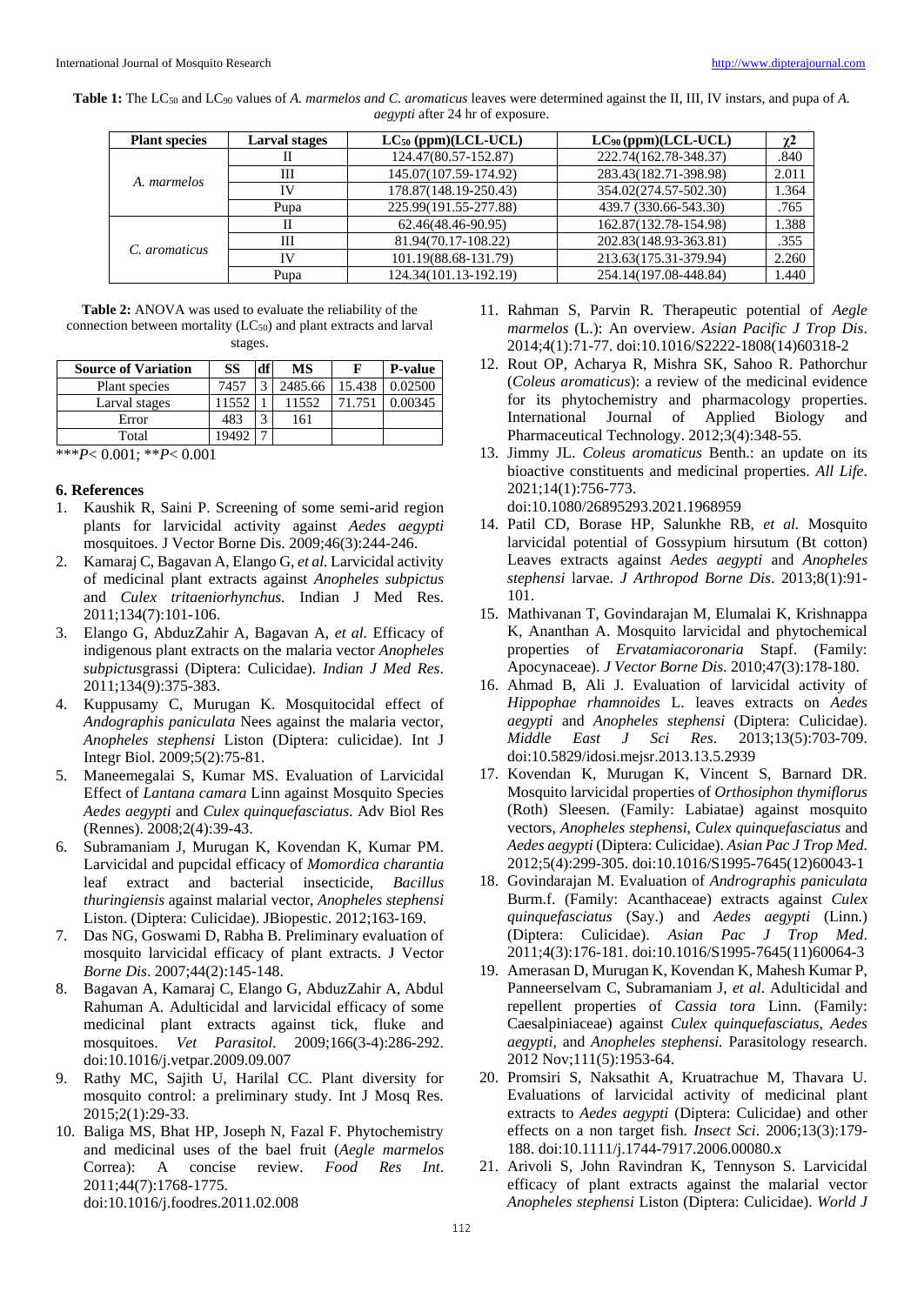**Table 1:** The $LC_{50}$ and $LC_{90}$ values of *A. marmelos and C. aromaticus* leaves were determined against the II, III, IV instars, and pupa of *A. aegypti* after 24 hr of exposure.

| Plant species | Larval stages | $LC_{50}$ (ppm)(LCL-UCL) | $LC_{90}$ (ppm)(LCL-UCL) | $\chi2$ |
|---|---|---|---|---|
| *A. marmelos* | II | 124.47(80.57-152.87) | 222.74(162.78-348.37) | .840 |
| | III | 145.07(107.59-174.92) | 283.43(182.71-398.98) | 2.011 |
| | IV | 178.87(148.19-250.43) | 354.02(274.57-502.30) | 1.364 |
| | Pupa | 225.99(191.55-277.88) | 439.7 (330.66-543.30) | .765 |
| *C. aromaticus* | II | 62.46(48.46-90.95) | 162.87(132.78-154.98) | 1.388 |
| | III | 81.94(70.17-108.22) | 202.83(148.93-363.81) | .355 |
| | IV | 101.19(88.68-131.79) | 213.63(175.31-379.94) | 2.260 |
| | Pupa | 124.34(101.13-192.19) | 254.14(197.08-448.84) | 1.440 |

**Table 2:** ANOVA was used to evaluate the reliability of the connection between mortality ($LC_{50}$) and plant extracts and larval stages.

| Source of Variation | SS | df | MS | F | P-value |
|---|---|---|---|---|---|
| Plant species | 7457 | 3 | 2485.66 | 15.438 | 0.02500 |
| Larval stages | 11552 | 1 | 11552 | 71.751 | 0.00345 |
| Error | 483 | 3 | 161 | | |
| Total | 19492 | 7 | | | |

***$P$< 0.001; **$P$< 0.001

## 6. References

1. Kaushik R, Saini P. Screening of some semi-arid region plants for larvicidal activity against *Aedes aegypti* mosquitoes. J Vector Borne Dis. 2009;46(3):244-246.
2. Kamaraj C, Bagavan A, Elango G, *et al.* Larvicidal activity of medicinal plant extracts against *Anopheles subpictus* and *Culex tritaeniorhynchus.* Indian J Med Res. 2011;134(7):101-106.
3. Elango G, AbduzZahir A, Bagavan A, *et al.* Efficacy of indigenous plant extracts on the malaria vector *Anopheles subpictus*grassi (Diptera: Culicidae). *Indian J Med Res*. 2011;134(9):375-383.
4. Kuppusamy C, Murugan K. Mosquitocidal effect of *Andographis paniculata* Nees against the malaria vector, *Anopheles stephensi* Liston (Diptera: culicidae). Int J Integr Biol. 2009;5(2):75-81.
5. Maneemegalai S, Kumar MS. Evaluation of Larvicidal Effect of *Lantana camara* Linn against Mosquito Species *Aedes aegypti* and *Culex quinquefasciatus.* Adv Biol Res (Rennes). 2008;2(4):39-43.
6. Subramaniam J, Murugan K, Kovendan K, Kumar PM. Larvicidal and pupcidal efficacy of *Momordica charantia* leaf extract and bacterial insecticide, *Bacillus thuringiensis* against malarial vector, *Anopheles stephensi* Liston. (Diptera: Culicidae). JBiopestic. 2012;163-169.
7. Das NG, Goswami D, Rabha B. Preliminary evaluation of mosquito larvicidal efficacy of plant extracts. J Vector *Borne Dis*. 2007;44(2):145-148.
8. Bagavan A, Kamaraj C, Elango G, AbduzZahir A, Abdul Rahuman A. Adulticidal and larvicidal efficacy of some medicinal plant extracts against tick, fluke and mosquitoes. *Vet Parasitol.* 2009;166(3-4):286-292. doi:10.1016/j.vetpar.2009.09.007
9. Rathy MC, Sajith U, Harilal CC. Plant diversity for mosquito control: a preliminary study. Int J Mosq Res. 2015;2(1):29-33.
10. Baliga MS, Bhat HP, Joseph N, Fazal F. Phytochemistry and medicinal uses of the bael fruit (*Aegle marmelos* Correa): A concise review. *Food Res Int*. 2011;44(7):1768-1775. doi:10.1016/j.foodres.2011.02.008
11. Rahman S, Parvin R. Therapeutic potential of *Aegle marmelos* (L.): An overview. *Asian Pacific J Trop Dis*. 2014;4(1):71-77. doi:10.1016/S2222-1808(14)60318-2
12. Rout OP, Acharya R, Mishra SK, Sahoo R. Pathorchur (*Coleus aromaticus*): a review of the medicinal evidence for its phytochemistry and pharmacology properties. International Journal of Applied Biology and Pharmaceutical Technology. 2012;3(4):348-55.
13. Jimmy JL. *Coleus aromaticus* Benth.: an update on its bioactive constituents and medicinal properties. *All Life*. 2021;14(1):756-773. doi:10.1080/26895293.2021.1968959
14. Patil CD, Borase HP, Salunkhe RB, *et al.* Mosquito larvicidal potential of Gossypium hirsutum (Bt cotton) Leaves extracts against *Aedes aegypti* and *Anopheles stephensi* larvae. *J Arthropod Borne Dis*. 2013;8(1):91-101.
15. Mathivanan T, Govindarajan M, Elumalai K, Krishnappa K, Ananthan A. Mosquito larvicidal and phytochemical properties of *Ervatamiacoronaria* Stapf. (Family: Apocynaceae). *J Vector Borne Dis*. 2010;47(3):178-180.
16. Ahmad B, Ali J. Evaluation of larvicidal activity of *Hippophae rhamnoides* L. leaves extracts on *Aedes aegypti* and *Anopheles stephensi* (Diptera: Culicidae). *Middle East J Sci Res*. 2013;13(5):703-709. doi:10.5829/idosi.mejsr.2013.13.5.2939
17. Kovendan K, Murugan K, Vincent S, Barnard DR. Mosquito larvicidal properties of *Orthosiphon thymiflorus* (Roth) Sleesen. (Family: Labiatae) against mosquito vectors, *Anopheles stephensi*, *Culex quinquefasciatus* and *Aedes aegypti* (Diptera: Culicidae). *Asian Pac J Trop Med*. 2012;5(4):299-305. doi:10.1016/S1995-7645(12)60043-1
18. Govindarajan M. Evaluation of *Andrographis paniculata* Burm.f. (Family: Acanthaceae) extracts against *Culex quinquefasciatus* (Say.) and *Aedes aegypti* (Linn.) (Diptera: Culicidae). *Asian Pac J Trop Med*. 2011;4(3):176-181. doi:10.1016/S1995-7645(11)60064-3
19. Amerasan D, Murugan K, Kovendan K, Mahesh Kumar P, Panneerselvam C, Subramaniam J, *et al*. Adulticidal and repellent properties of *Cassia tora* Linn. (Family: Caesalpiniaceae) against *Culex quinquefasciatus, Aedes aegypti,* and *Anopheles stephensi.* Parasitology research. 2012 Nov;111(5):1953-64.
20. Promsiri S, Naksathit A, Kruatrachue M, Thavara U. Evaluations of larvicidal activity of medicinal plant extracts to *Aedes aegypti* (Diptera: Culicidae) and other effects on a non target fish. *Insect Sci*. 2006;13(3):179-188. doi:10.1111/j.1744-7917.2006.00080.x
21. Arivoli S, John Ravindran K, Tennyson S. Larvicidal efficacy of plant extracts against the malarial vector *Anopheles stephensi* Liston (Diptera: Culicidae). *World J*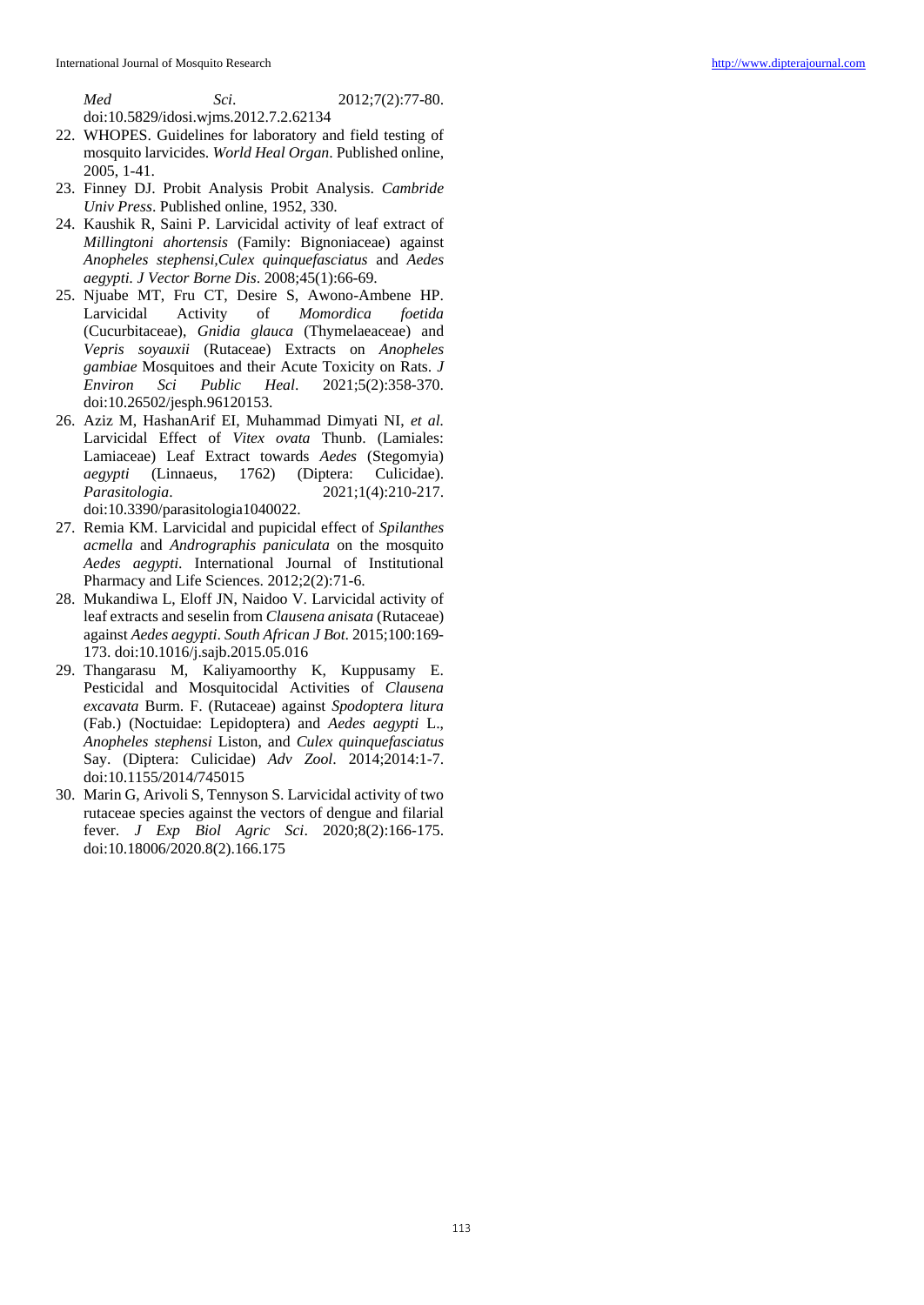*Med Sci*. 2012;7(2):77-80. doi:10.5829/idosi.wjms.2012.7.2.62134

22. WHOPES. Guidelines for laboratory and field testing of mosquito larvicides. *World Heal Organ*. Published online, 2005, 1-41.
23. Finney DJ. Probit Analysis Probit Analysis. *Cambride Univ Press*. Published online, 1952, 330.
24. Kaushik R, Saini P. Larvicidal activity of leaf extract of *Millingtoni ahortensis* (Family: Bignoniaceae) against *Anopheles stephensi,Culex quinquefasciatus* and *Aedes aegypti*. *J Vector Borne Dis*. 2008;45(1):66-69.
25. Njuabe MT, Fru CT, Desire S, Awono-Ambene HP. Larvicidal Activity of *Momordica foetida* (Cucurbitaceae), *Gnidia glauca* (Thymelaeaceae) and *Vepris soyauxii* (Rutaceae) Extracts on *Anopheles gambiae* Mosquitoes and their Acute Toxicity on Rats. *J Environ Sci Public Heal*. 2021;5(2):358-370. doi:10.26502/jesph.96120153.
26. Aziz M, HashanArif EI, Muhammad Dimyati NI, *et al.* Larvicidal Effect of *Vitex ovata* Thunb. (Lamiales: Lamiaceae) Leaf Extract towards *Aedes* (Stegomyia) *aegypti* (Linnaeus, 1762) (Diptera: Culicidae). *Parasitologia*. 2021;1(4):210-217. doi:10.3390/parasitologia1040022.
27. Remia KM. Larvicidal and pupicidal effect of *Spilanthes acmella* and *Andrographis paniculata* on the mosquito *Aedes aegypti*. International Journal of Institutional Pharmacy and Life Sciences. 2012;2(2):71-6.
28. Mukandiwa L, Eloff JN, Naidoo V. Larvicidal activity of leaf extracts and seselin from *Clausena anisata* (Rutaceae) against *Aedes aegypti*. *South African J Bot*. 2015;100:169-173. doi:10.1016/j.sajb.2015.05.016
29. Thangarasu M, Kaliyamoorthy K, Kuppusamy E. Pesticidal and Mosquitocidal Activities of *Clausena excavata* Burm. F. (Rutaceae) against *Spodoptera litura* (Fab.) (Noctuidae: Lepidoptera) and *Aedes aegypti* L., *Anopheles stephensi* Liston, and *Culex quinquefasciatus* Say. (Diptera: Culicidae) *Adv Zool*. 2014;2014:1-7. doi:10.1155/2014/745015
30. Marin G, Arivoli S, Tennyson S. Larvicidal activity of two rutaceae species against the vectors of dengue and filarial fever. *J Exp Biol Agric Sci*. 2020;8(2):166-175. doi:10.18006/2020.8(2).166.175